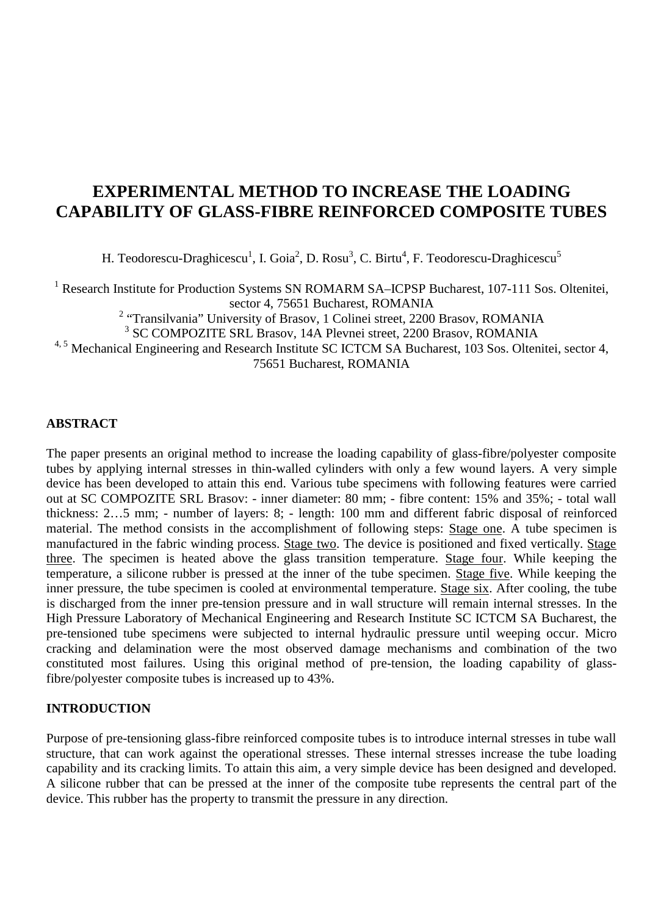# EXPERIMENTAL METHOD TO INCREASE THE LOADING CAPABILITY OF GLASS-FIBRE REINFORCED COMPOSITE TUBES

H. Teodorescu-Draghicescu[1], I. Goia[2], D. Rosu[3], C. Birtu[4], F. Teodorescu-Draghicescu[5]

[1] Research Institute for Production Systems SN ROMARM SA–ICPSP Bucharest, 107-111 Sos. Oltenitei, sector 4, 75651 Bucharest, ROMANIA
[2] "Transilvania" University of Brasov, 1 Colinei street, 2200 Brasov, ROMANIA
[3] SC COMPOZITE SRL Brasov, 14A Plevnei street, 2200 Brasov, ROMANIA
[4, 5] Mechanical Engineering and Research Institute SC ICTCM SA Bucharest, 103 Sos. Oltenitei, sector 4, 75651 Bucharest, ROMANIA

## ABSTRACT

The paper presents an original method to increase the loading capability of glass-fibre/polyester composite tubes by applying internal stresses in thin-walled cylinders with only a few wound layers. A very simple device has been developed to attain this end. Various tube specimens with following features were carried out at SC COMPOZITE SRL Brasov: - inner diameter: 80 mm; - fibre content: 15% and 35%; - total wall thickness: 2…5 mm; - number of layers: 8; - length: 100 mm and different fabric disposal of reinforced material. The method consists in the accomplishment of following steps: Stage one. A tube specimen is manufactured in the fabric winding process. Stage two. The device is positioned and fixed vertically. Stage three. The specimen is heated above the glass transition temperature. Stage four. While keeping the temperature, a silicone rubber is pressed at the inner of the tube specimen. Stage five. While keeping the inner pressure, the tube specimen is cooled at environmental temperature. Stage six. After cooling, the tube is discharged from the inner pre-tension pressure and in wall structure will remain internal stresses. In the High Pressure Laboratory of Mechanical Engineering and Research Institute SC ICTCM SA Bucharest, the pre-tensioned tube specimens were subjected to internal hydraulic pressure until weeping occur. Micro cracking and delamination were the most observed damage mechanisms and combination of the two constituted most failures. Using this original method of pre-tension, the loading capability of glass-fibre/polyester composite tubes is increased up to 43%.

## INTRODUCTION

Purpose of pre-tensioning glass-fibre reinforced composite tubes is to introduce internal stresses in tube wall structure, that can work against the operational stresses. These internal stresses increase the tube loading capability and its cracking limits. To attain this aim, a very simple device has been designed and developed. A silicone rubber that can be pressed at the inner of the composite tube represents the central part of the device. This rubber has the property to transmit the pressure in any direction.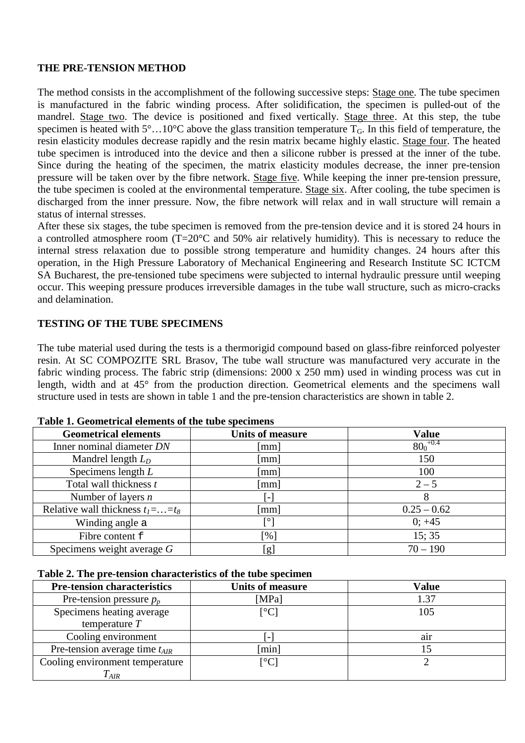**THE PRE-TENSION METHOD**

The method consists in the accomplishment of the following successive steps: Stage one. The tube specimen is manufactured in the fabric winding process. After solidification, the specimen is pulled-out of the mandrel. Stage two. The device is positioned and fixed vertically. Stage three. At this step, the tube specimen is heated with 5°…10°C above the glass transition temperature $T_G$. In this field of temperature, the resin elasticity modules decrease rapidly and the resin matrix became highly elastic. Stage four. The heated tube specimen is introduced into the device and then a silicone rubber is pressed at the inner of the tube. Since during the heating of the specimen, the matrix elasticity modules decrease, the inner pre-tension pressure will be taken over by the fibre network. Stage five. While keeping the inner pre-tension pressure, the tube specimen is cooled at the environmental temperature. Stage six. After cooling, the tube specimen is discharged from the inner pressure. Now, the fibre network will relax and in wall structure will remain a status of internal stresses.

After these six stages, the tube specimen is removed from the pre-tension device and it is stored 24 hours in a controlled atmosphere room (T=20°C and 50% air relatively humidity). This is necessary to reduce the internal stress relaxation due to possible strong temperature and humidity changes. 24 hours after this operation, in the High Pressure Laboratory of Mechanical Engineering and Research Institute SC ICTCM SA Bucharest, the pre-tensioned tube specimens were subjected to internal hydraulic pressure until weeping occur. This weeping pressure produces irreversible damages in the tube wall structure, such as micro-cracks and delamination.

**TESTING OF THE TUBE SPECIMENS**

The tube material used during the tests is a thermorigid compound based on glass-fibre reinforced polyester resin. At SC COMPOZITE SRL Brasov, The tube wall structure was manufactured very accurate in the fabric winding process. The fabric strip (dimensions: 2000 x 250 mm) used in winding process was cut in length, width and at 45° from the production direction. Geometrical elements and the specimens wall structure used in tests are shown in table 1 and the pre-tension characteristics are shown in table 2.

**Table 1. Geometrical elements of the tube specimens**

| Geometrical elements | Units of measure | Value |
| --- | --- | --- |
| Inner nominal diameter *DN* | [mm] | $80_0^{+0.4}$ |
| Mandrel length $L_D$ | [mm] | 150 |
| Specimens length *L* | [mm] | 100 |
| Total wall thickness *t* | [mm] | 2 – 5 |
| Number of layers *n* | [-] | 8 |
| Relative wall thickness $t_1=\ldots=t_8$ | [mm] | 0.25 – 0.62 |
| Winding angle a | [°] | 0; +45 |
| Fibre content f | [%] | 15; 35 |
| Specimens weight average *G* | [g] | 70 – 190 |

**Table 2. The pre-tension characteristics of the tube specimen**

| Pre-tension characteristics | Units of measure | Value |
| --- | --- | --- |
| Pre-tension pressure $p_p$ | [MPa] | 1.37 |
| Specimens heating average temperature *T* | [°C] | 105 |
| Cooling environment | [-] | air |
| Pre-tension average time $t_{AIR}$ | [min] | 15 |
| Cooling environment temperature $T_{AIR}$ | [°C] | 2 |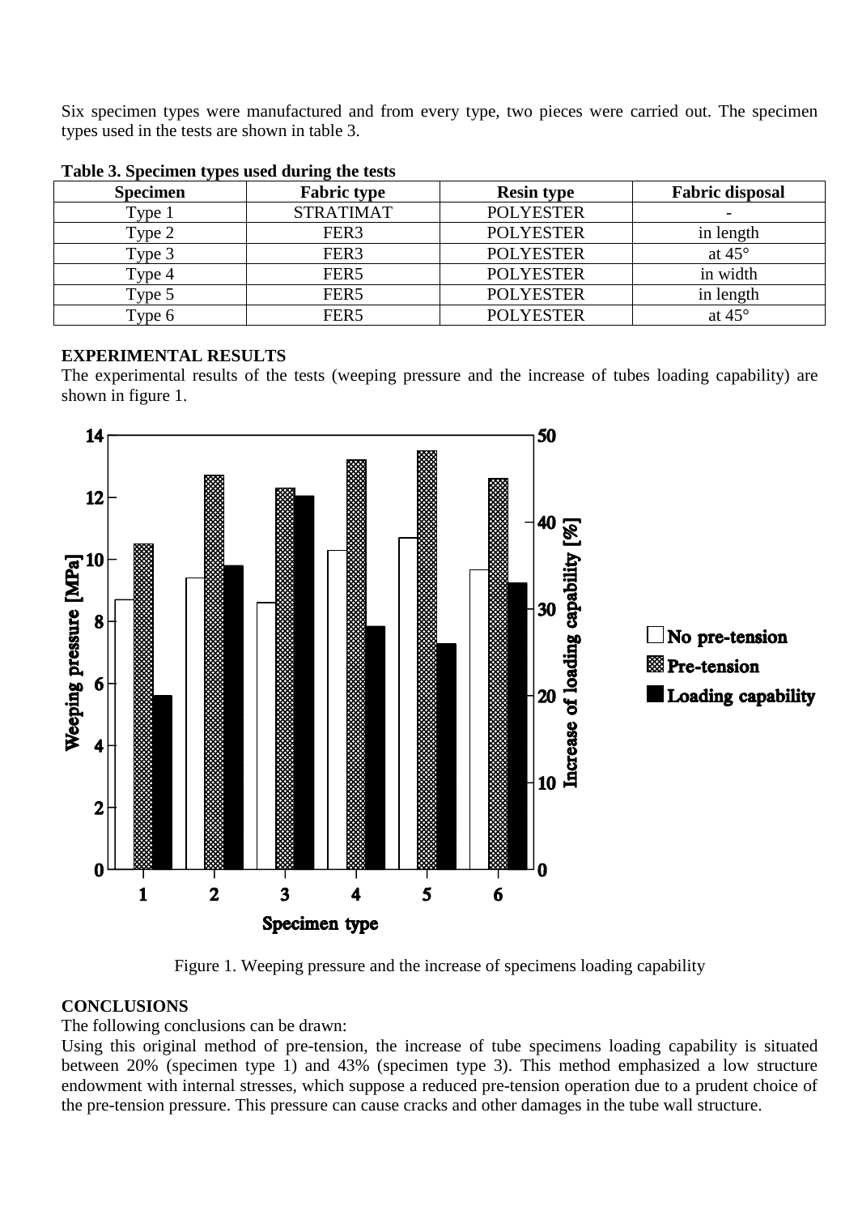Six specimen types were manufactured and from every type, two pieces were carried out. The specimen types used in the tests are shown in table 3.

**Table 3. Specimen types used during the tests**

| Specimen | Fabric type | Resin type | Fabric disposal |
|---|---|---|---|
| Type 1 | STRATIMAT | POLYESTER | - |
| Type 2 | FER3 | POLYESTER | in length |
| Type 3 | FER3 | POLYESTER | at 45° |
| Type 4 | FER5 | POLYESTER | in width |
| Type 5 | FER5 | POLYESTER | in length |
| Type 6 | FER5 | POLYESTER | at 45° |

## EXPERIMENTAL RESULTS

The experimental results of the tests (weeping pressure and the increase of tubes loading capability) are shown in figure 1.

Figure 1. Weeping pressure and the increase of specimens loading capability

## CONCLUSIONS

The following conclusions can be drawn:

Using this original method of pre-tension, the increase of tube specimens loading capability is situated between 20% (specimen type 1) and 43% (specimen type 3). This method emphasized a low structure endowment with internal stresses, which suppose a reduced pre-tension operation due to a prudent choice of the pre-tension pressure. This pressure can cause cracks and other damages in the tube wall structure.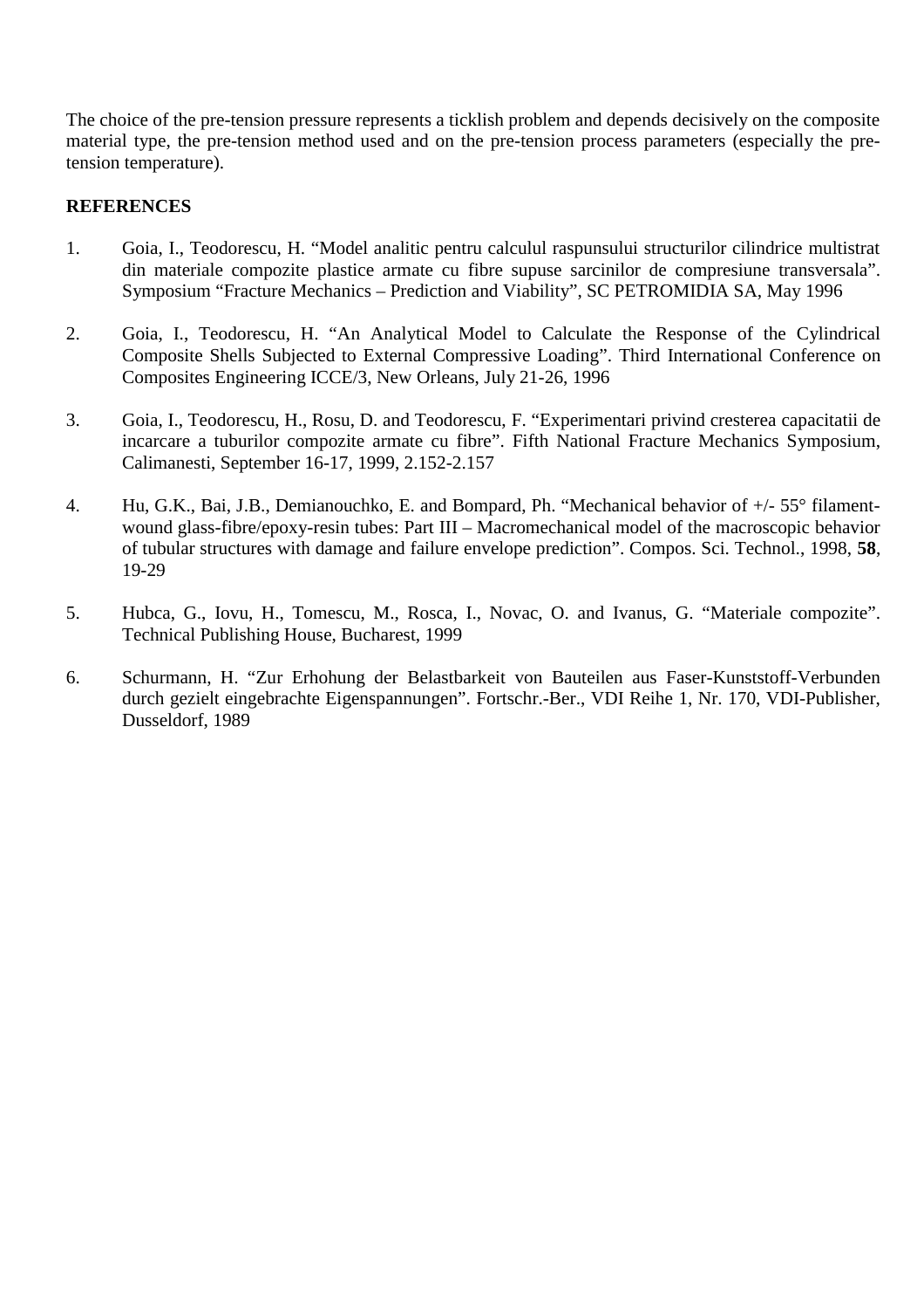The choice of the pre-tension pressure represents a ticklish problem and depends decisively on the composite material type, the pre-tension method used and on the pre-tension process parameters (especially the pre-tension temperature).

**REFERENCES**

1. Goia, I., Teodorescu, H. "Model analitic pentru calculul raspunsului structurilor cilindrice multistrat din materiale compozite plastice armate cu fibre supuse sarcinilor de compresiune transversala". Symposium "Fracture Mechanics – Prediction and Viability", SC PETROMIDIA SA, May 1996

2. Goia, I., Teodorescu, H. "An Analytical Model to Calculate the Response of the Cylindrical Composite Shells Subjected to External Compressive Loading". Third International Conference on Composites Engineering ICCE/3, New Orleans, July 21-26, 1996

3. Goia, I., Teodorescu, H., Rosu, D. and Teodorescu, F. "Experimentari privind cresterea capacitatii de incarcare a tuburilor compozite armate cu fibre". Fifth National Fracture Mechanics Symposium, Calimanesti, September 16-17, 1999, 2.152-2.157

4. Hu, G.K., Bai, J.B., Demianouchko, E. and Bompard, Ph. "Mechanical behavior of +/- 55° filament-wound glass-fibre/epoxy-resin tubes: Part III – Macromechanical model of the macroscopic behavior of tubular structures with damage and failure envelope prediction". Compos. Sci. Technol., 1998, **58**, 19-29

5. Hubca, G., Iovu, H., Tomescu, M., Rosca, I., Novac, O. and Ivanus, G. "Materiale compozite". Technical Publishing House, Bucharest, 1999

6. Schurmann, H. "Zur Erhohung der Belastbarkeit von Bauteilen aus Faser-Kunststoff-Verbunden durch gezielt eingebrachte Eigenspannungen". Fortschr.-Ber., VDI Reihe 1, Nr. 170, VDI-Publisher, Dusseldorf, 1989